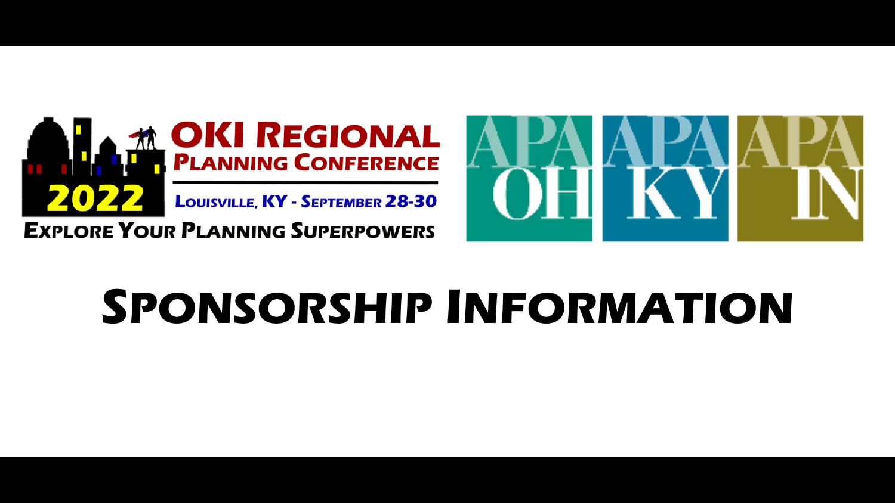# OKI Regional Planning Conference

**2022**

Louisville, KY - September 28-30

**Explore Your Planning Superpowers**

APA OH | APA KY | APA IN

# Sponsorship Information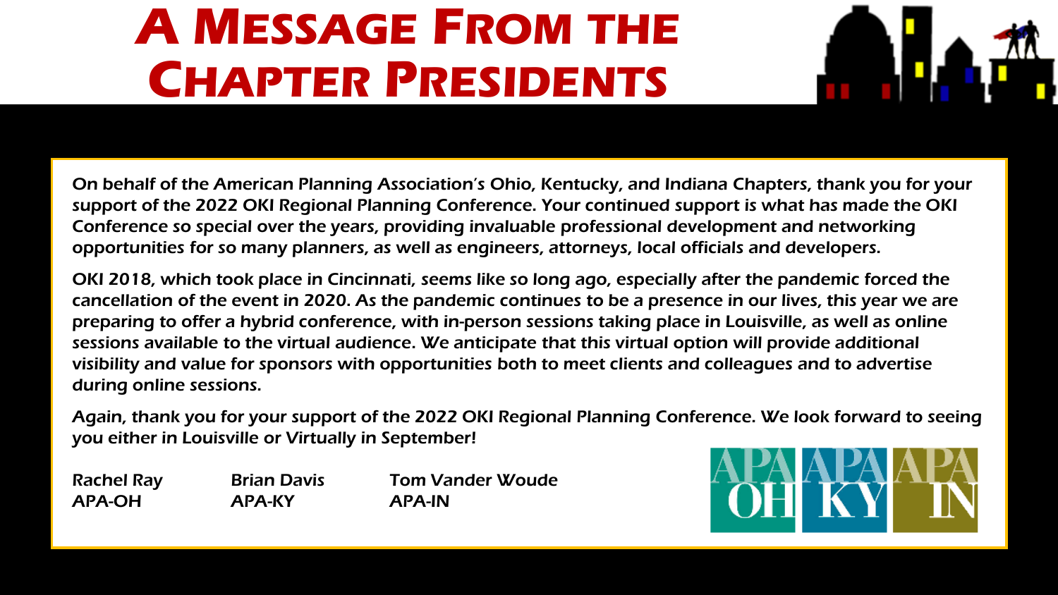# A Message From the Chapter Presidents

On behalf of the American Planning Association's Ohio, Kentucky, and Indiana Chapters, thank you for your support of the 2022 OKI Regional Planning Conference. Your continued support is what has made the OKI Conference so special over the years, providing invaluable professional development and networking opportunities for so many planners, as well as engineers, attorneys, local officials and developers.

OKI 2018, which took place in Cincinnati, seems like so long ago, especially after the pandemic forced the cancellation of the event in 2020. As the pandemic continues to be a presence in our lives, this year we are preparing to offer a hybrid conference, with in-person sessions taking place in Louisville, as well as online sessions available to the virtual audience. We anticipate that this virtual option will provide additional visibility and value for sponsors with opportunities both to meet clients and colleagues and to advertise during online sessions.

Again, thank you for your support of the 2022 OKI Regional Planning Conference. We look forward to seeing you either in Louisville or Virtually in September!

Rachel Ray
APA-OH

Brian Davis
APA-KY

Tom Vander Woude
APA-IN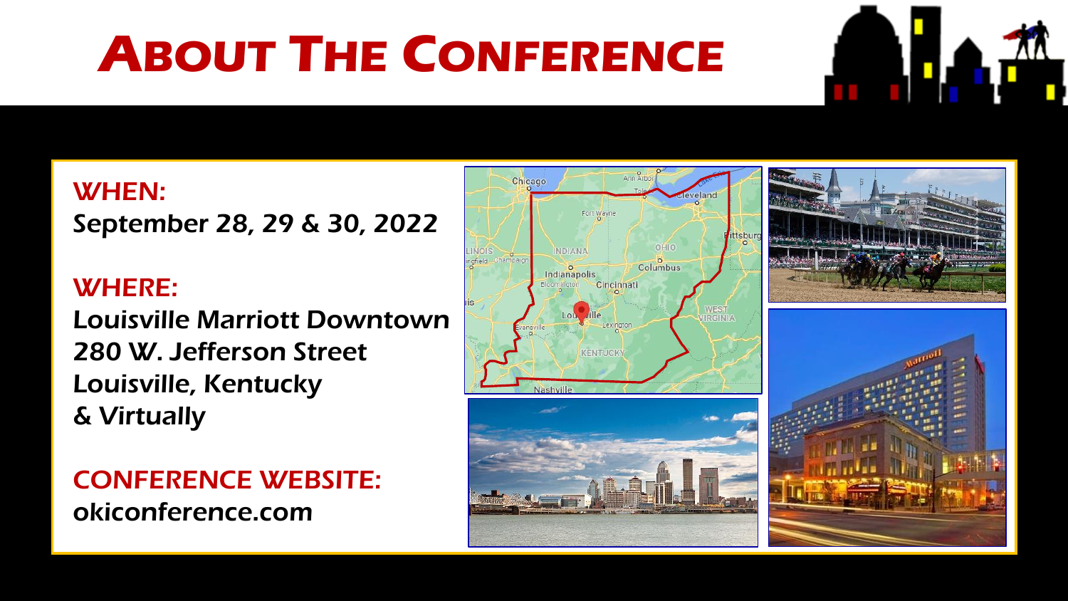# About The Conference

**WHEN:**

**September 28, 29 & 30, 2022**

**WHERE:**

**Louisville Marriott Downtown**
**280 W. Jefferson Street**
**Louisville, Kentucky**
**& Virtually**

**CONFERENCE WEBSITE:**

**okiconference.com**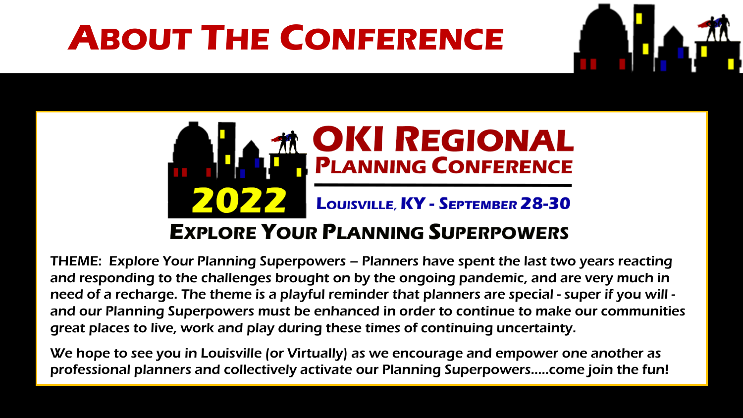# About The Conference

## OKI Regional Planning Conference 2022

**Louisville, KY - September 28-30**

### Explore Your Planning Superpowers

**THEME: Explore Your Planning Superpowers – Planners have spent the last two years reacting and responding to the challenges brought on by the ongoing pandemic, and are very much in need of a recharge. The theme is a playful reminder that planners are special - super if you will - and our Planning Superpowers must be enhanced in order to continue to make our communities great places to live, work and play during these times of continuing uncertainty.**

**We hope to see you in Louisville (or Virtually) as we encourage and empower one another as professional planners and collectively activate our Planning Superpowers.....come join the fun!**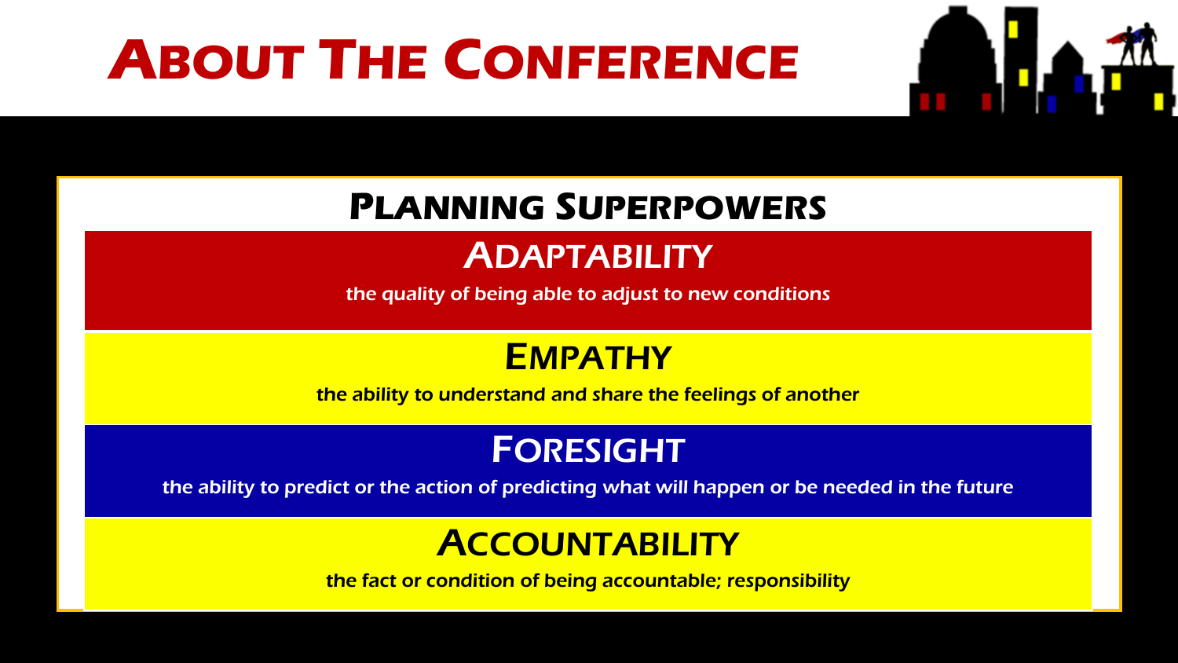# About The Conference

## Planning Superpowers

### Adaptability

the quality of being able to adjust to new conditions

### Empathy

the ability to understand and share the feelings of another

### Foresight

the ability to predict or the action of predicting what will happen or be needed in the future

### Accountability

the fact or condition of being accountable; responsibility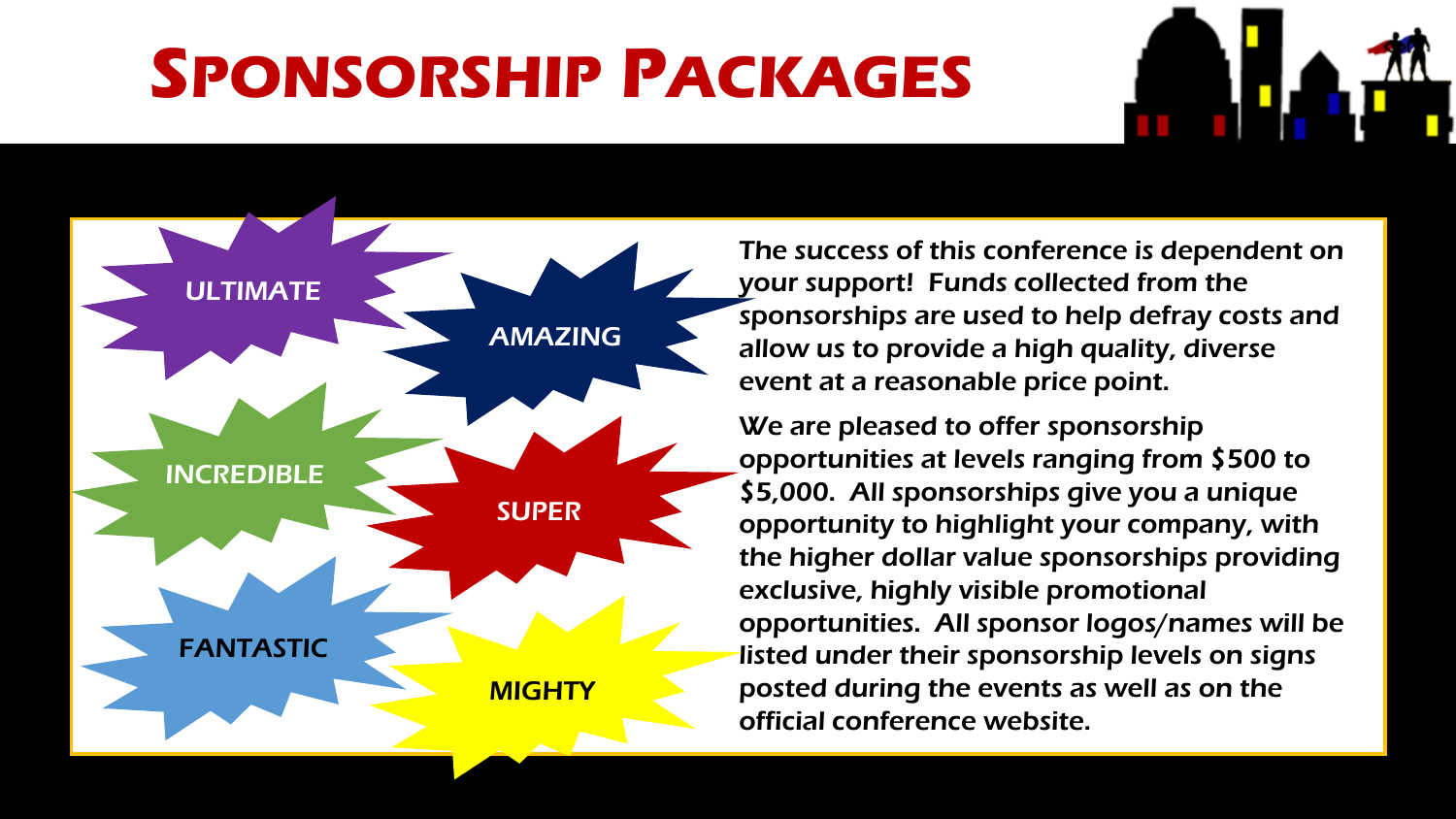# Sponsorship Packages

- ULTIMATE
- AMAZING
- INCREDIBLE
- SUPER
- FANTASTIC
- MIGHTY

The success of this conference is dependent on your support! Funds collected from the sponsorships are used to help defray costs and allow us to provide a high quality, diverse event at a reasonable price point.

We are pleased to offer sponsorship opportunities at levels ranging from $500 to $5,000. All sponsorships give you a unique opportunity to highlight your company, with the higher dollar value sponsorships providing exclusive, highly visible promotional opportunities. All sponsor logos/names will be listed under their sponsorship levels on signs posted during the events as well as on the official conference website.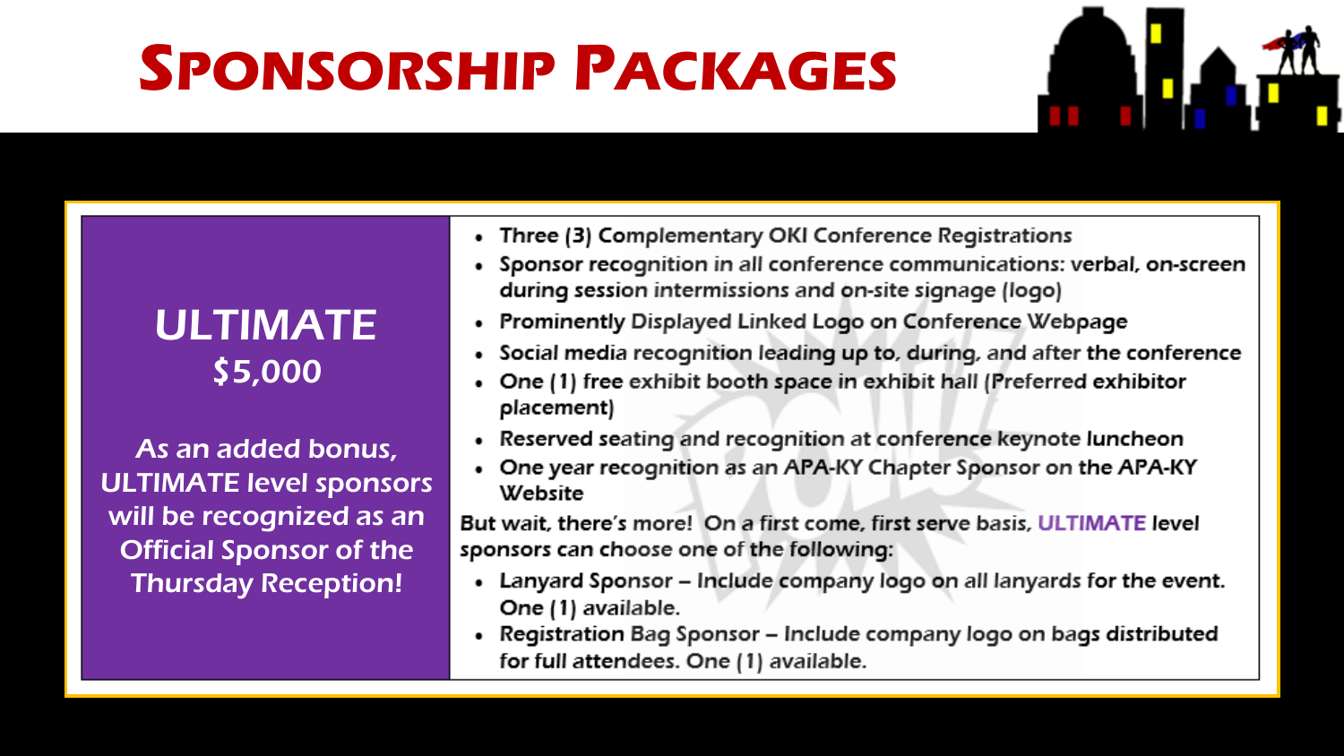# Sponsorship Packages

## ULTIMATE
### $5,000

As an added bonus, ULTIMATE level sponsors will be recognized as an Official Sponsor of the Thursday Reception!

- Three (3) Complementary OKI Conference Registrations
- Sponsor recognition in all conference communications: verbal, on-screen during session intermissions and on-site signage (logo)
- Prominently Displayed Linked Logo on Conference Webpage
- Social media recognition leading up to, during, and after the conference
- One (1) free exhibit booth space in exhibit hall (Preferred exhibitor placement)
- Reserved seating and recognition at conference keynote luncheon
- One year recognition as an APA-KY Chapter Sponsor on the APA-KY Website

But wait, there's more! On a first come, first serve basis, ULTIMATE level sponsors can choose one of the following:

- Lanyard Sponsor – Include company logo on all lanyards for the event. One (1) available.
- Registration Bag Sponsor – Include company logo on bags distributed for full attendees. One (1) available.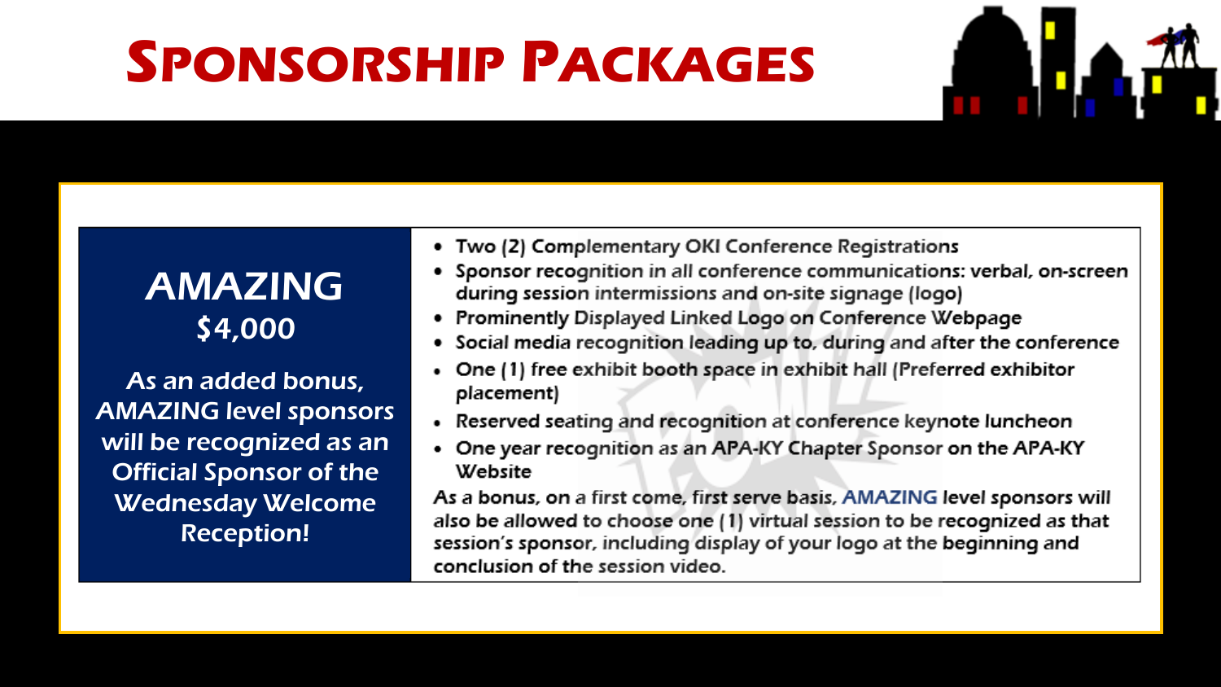# Sponsorship Packages

## AMAZING
### $4,000

As an added bonus, AMAZING level sponsors will be recognized as an Official Sponsor of the Wednesday Welcome Reception!

- Two (2) Complementary OKI Conference Registrations
- Sponsor recognition in all conference communications: verbal, on-screen during session intermissions and on-site signage (logo)
- Prominently Displayed Linked Logo on Conference Webpage
- Social media recognition leading up to, during and after the conference
- One (1) free exhibit booth space in exhibit hall (Preferred exhibitor placement)
- Reserved seating and recognition at conference keynote luncheon
- One year recognition as an APA-KY Chapter Sponsor on the APA-KY Website

As a bonus, on a first come, first serve basis, AMAZING level sponsors will also be allowed to choose one (1) virtual session to be recognized as that session's sponsor, including display of your logo at the beginning and conclusion of the session video.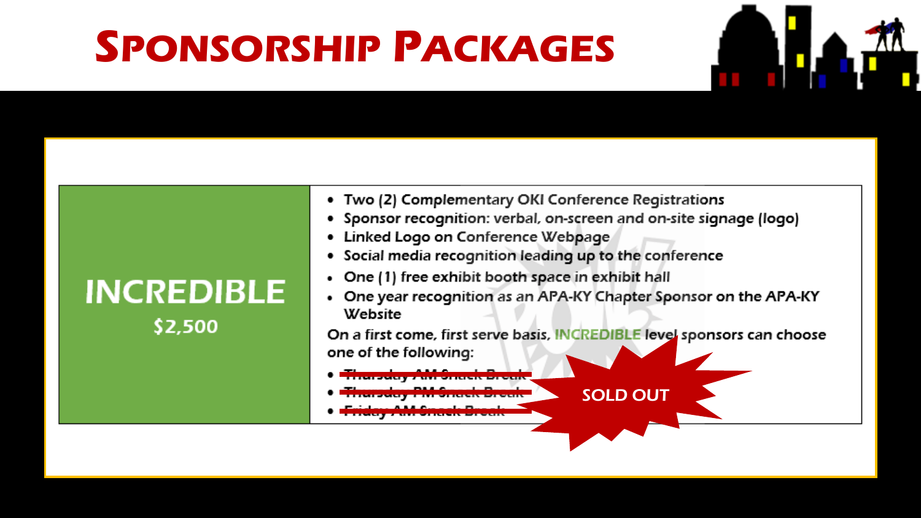# Sponsorship Packages

| INCREDIBLE<br>$2,500 | <ul><li>Two (2) Complementary OKI Conference Registrations</li><li>Sponsor recognition: verbal, on-screen and on-site signage (logo)</li><li>Linked Logo on Conference Webpage</li><li>Social media recognition leading up to the conference</li><li>One (1) free exhibit booth space in exhibit hall</li><li>One year recognition as an APA-KY Chapter Sponsor on the APA-KY Website</li></ul>On a first come, first serve basis, INCREDIBLE level sponsors can choose one of the following:<ul><li>~~Thursday AM Snack Break~~</li><li>~~Thursday PM Snack Break~~</li><li>~~Friday AM Snack Break~~</li></ul>SOLD OUT |
|---|---|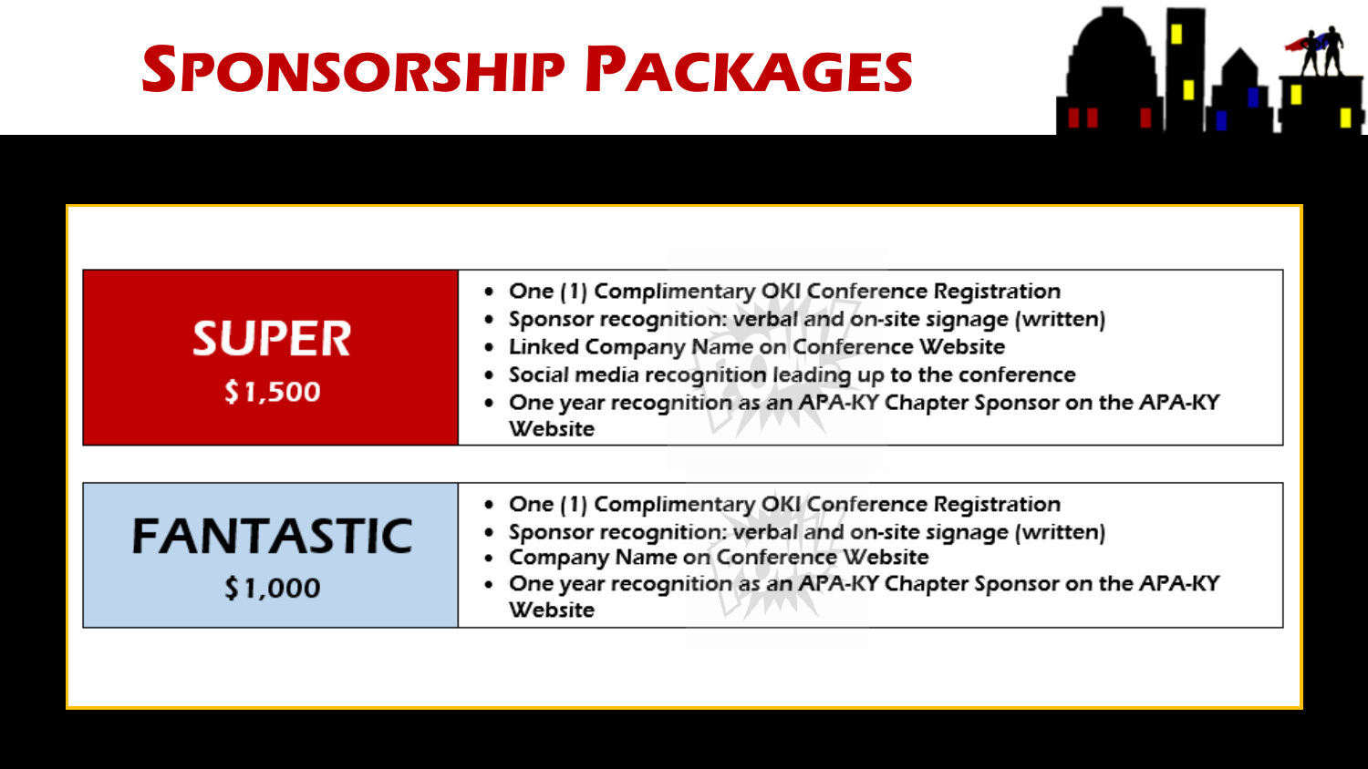# Sponsorship Packages

| Package | Benefits |
| --- | --- |
| **SUPER** $1,500 | • One (1) Complimentary OKI Conference Registration<br>• Sponsor recognition: verbal and on-site signage (written)<br>• Linked Company Name on Conference Website<br>• Social media recognition leading up to the conference<br>• One year recognition as an APA-KY Chapter Sponsor on the APA-KY Website |
| **FANTASTIC** $1,000 | • One (1) Complimentary OKI Conference Registration<br>• Sponsor recognition: verbal and on-site signage (written)<br>• Company Name on Conference Website<br>• One year recognition as an APA-KY Chapter Sponsor on the APA-KY Website |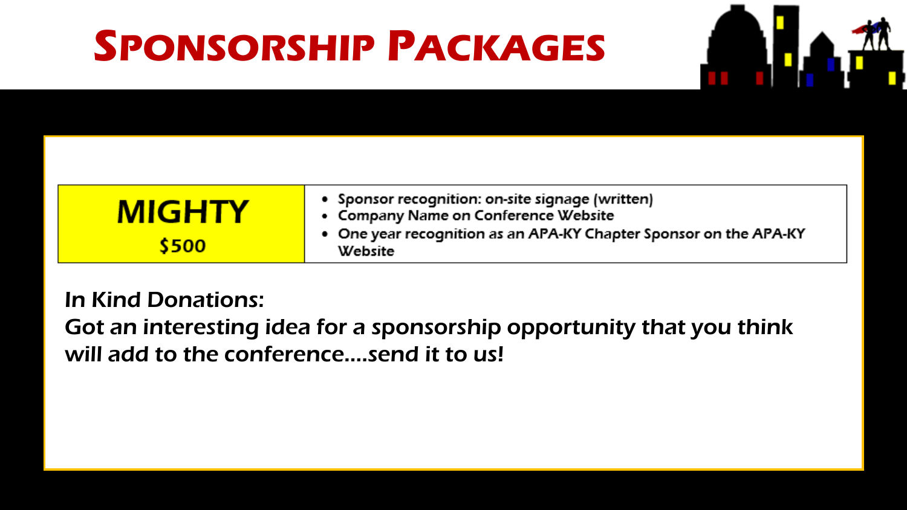# Sponsorship Packages

| MIGHTY $500 | • Sponsor recognition: on-site signage (written)<br>• Company Name on Conference Website<br>• One year recognition as an APA-KY Chapter Sponsor on the APA-KY Website |
|---|---|

In Kind Donations:
Got an interesting idea for a sponsorship opportunity that you think will add to the conference….send it to us!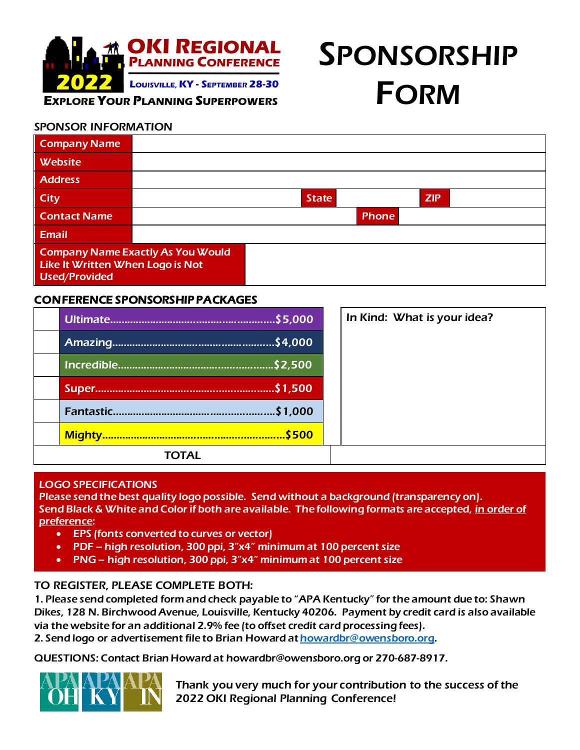# OKI Regional Planning Conference

## 2022

Louisville, KY - September 28-30

Explore Your Planning Superpowers

# Sponsorship Form

## SPONSOR INFORMATION

| | | | | | |
|---|---|---|---|---|---|
| Company Name | | | | | |
| Website | | | | | |
| Address | | | | | |
| City | | State | | ZIP | |
| Contact Name | | | Phone | | |
| Email | | | | | |
| Company Name Exactly As You Would Like It Written When Logo is Not Used/Provided | | | | | |

## CONFERENCE SPONSORSHIP PACKAGES

| | | |
|---|---|---|
| | Ultimate……………………………………………$5,000 | In Kind: What is your idea? |
| | Amazing……………………………………………$4,000 | |
| | Incredible…………………………………………$2,500 | |
| | Super………………………………………………$1,500 | |
| | Fantastic…………………………………………$1,000 | |
| | Mighty………………………………………………$500 | |
| TOTAL | | |

**LOGO SPECIFICATIONS**

Please send the best quality logo possible. Send without a background (transparency on). Send Black & White and Color if both are available. The following formats are accepted, in order of preference:

- EPS (fonts converted to curves or vector)
- PDF – high resolution, 300 ppi, 3"x4" minimum at 100 percent size
- PNG – high resolution, 300 ppi, 3"x4" minimum at 100 percent size

**TO REGISTER, PLEASE COMPLETE BOTH:**

1. Please send completed form and check payable to "APA Kentucky" for the amount due to: Shawn Dikes, 128 N. Birchwood Avenue, Louisville, Kentucky 40206. Payment by credit card is also available via the website for an additional 2.9% fee (to offset credit card processing fees).
2. Send logo or advertisement file to Brian Howard at howardbr@owensboro.org.

QUESTIONS: Contact Brian Howard at howardbr@owensboro.org or 270-687-8917.

APA OH | APA KY | APA IN

Thank you very much for your contribution to the success of the 2022 OKI Regional Planning Conference!